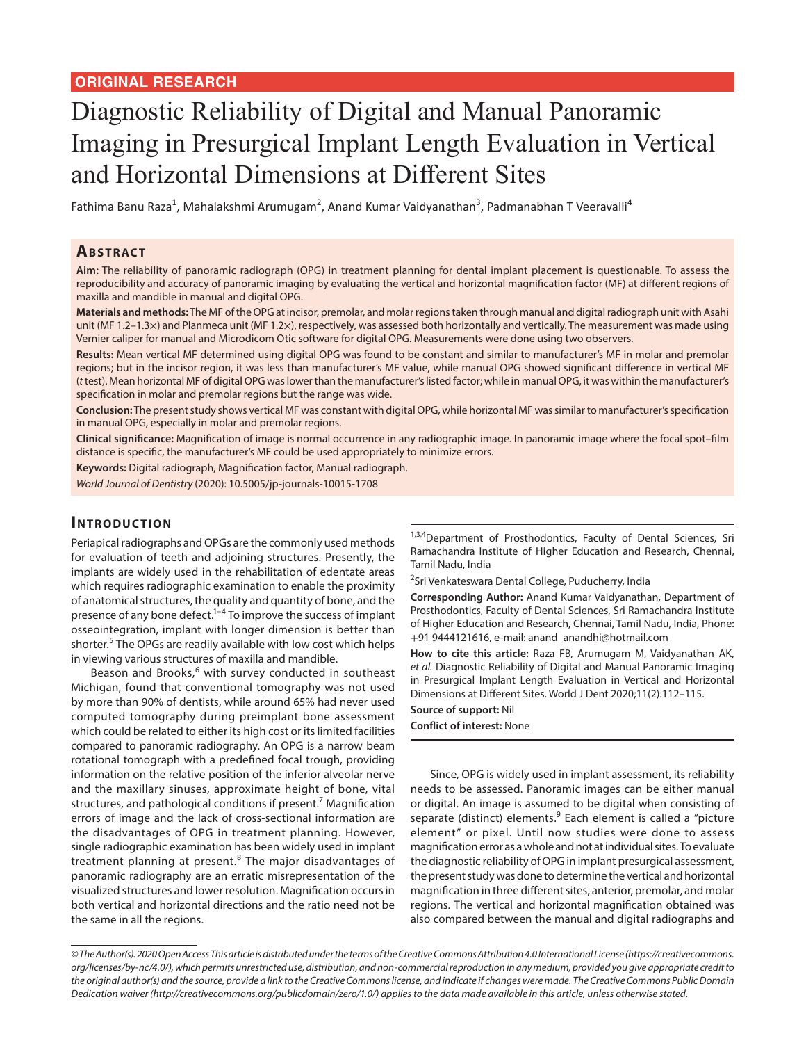ORIGINAL RESEARCH

# Diagnostic Reliability of Digital and Manual Panoramic Imaging in Presurgical Implant Length Evaluation in Vertical and Horizontal Dimensions at Different Sites

Fathima Banu Raza[1], Mahalakshmi Arumugam[2], Anand Kumar Vaidyanathan[3], Padmanabhan T Veeravalli[4]

## Abstract

**Aim:** The reliability of panoramic radiograph (OPG) in treatment planning for dental implant placement is questionable. To assess the reproducibility and accuracy of panoramic imaging by evaluating the vertical and horizontal magnification factor (MF) at different regions of maxilla and mandible in manual and digital OPG.

**Materials and methods:** The MF of the OPG at incisor, premolar, and molar regions taken through manual and digital radiograph unit with Asahi unit (MF 1.2–1.3×) and Planmeca unit (MF 1.2×), respectively, was assessed both horizontally and vertically. The measurement was made using Vernier caliper for manual and Microdicom Otic software for digital OPG. Measurements were done using two observers.

**Results:** Mean vertical MF determined using digital OPG was found to be constant and similar to manufacturer's MF in molar and premolar regions; but in the incisor region, it was less than manufacturer's MF value, while manual OPG showed significant difference in vertical MF (*t* test). Mean horizontal MF of digital OPG was lower than the manufacturer's listed factor; while in manual OPG, it was within the manufacturer's specification in molar and premolar regions but the range was wide.

**Conclusion:** The present study shows vertical MF was constant with digital OPG, while horizontal MF was similar to manufacturer's specification in manual OPG, especially in molar and premolar regions.

**Clinical significance:** Magnification of image is normal occurrence in any radiographic image. In panoramic image where the focal spot–film distance is specific, the manufacturer's MF could be used appropriately to minimize errors.

**Keywords:** Digital radiograph, Magnification factor, Manual radiograph.

*World Journal of Dentistry* (2020): 10.5005/jp-journals-10015-1708

## Introduction

Periapical radiographs and OPGs are the commonly used methods for evaluation of teeth and adjoining structures. Presently, the implants are widely used in the rehabilitation of edentate areas which requires radiographic examination to enable the proximity of anatomical structures, the quality and quantity of bone, and the presence of any bone defect.[1–4] To improve the success of implant osseointegration, implant with longer dimension is better than shorter.[5] The OPGs are readily available with low cost which helps in viewing various structures of maxilla and mandible.

Beason and Brooks,[6] with survey conducted in southeast Michigan, found that conventional tomography was not used by more than 90% of dentists, while around 65% had never used computed tomography during preimplant bone assessment which could be related to either its high cost or its limited facilities compared to panoramic radiography. An OPG is a narrow beam rotational tomograph with a predefined focal trough, providing information on the relative position of the inferior alveolar nerve and the maxillary sinuses, approximate height of bone, vital structures, and pathological conditions if present.[7] Magnification errors of image and the lack of cross-sectional information are the disadvantages of OPG in treatment planning. However, single radiographic examination has been widely used in implant treatment planning at present.[8] The major disadvantages of panoramic radiography are an erratic misrepresentation of the visualized structures and lower resolution. Magnification occurs in both vertical and horizontal directions and the ratio need not be the same in all the regions.

[1,3,4]Department of Prosthodontics, Faculty of Dental Sciences, Sri Ramachandra Institute of Higher Education and Research, Chennai, Tamil Nadu, India

[2]Sri Venkateswara Dental College, Puducherry, India

**Corresponding Author:** Anand Kumar Vaidyanathan, Department of Prosthodontics, Faculty of Dental Sciences, Sri Ramachandra Institute of Higher Education and Research, Chennai, Tamil Nadu, India, Phone: +91 9444121616, e-mail: anand_anandhi@hotmail.com

**How to cite this article:** Raza FB, Arumugam M, Vaidyanathan AK, *et al.* Diagnostic Reliability of Digital and Manual Panoramic Imaging in Presurgical Implant Length Evaluation in Vertical and Horizontal Dimensions at Different Sites. World J Dent 2020;11(2):112–115.

**Source of support:** Nil

**Conflict of interest:** None

Since, OPG is widely used in implant assessment, its reliability needs to be assessed. Panoramic images can be either manual or digital. An image is assumed to be digital when consisting of separate (distinct) elements.[9] Each element is called a "picture element" or pixel. Until now studies were done to assess magnification error as a whole and not at individual sites. To evaluate the diagnostic reliability of OPG in implant presurgical assessment, the present study was done to determine the vertical and horizontal magnification in three different sites, anterior, premolar, and molar regions. The vertical and horizontal magnification obtained was also compared between the manual and digital radiographs and

*© The Author(s). 2020 Open Access This article is distributed under the terms of the Creative Commons Attribution 4.0 International License (https://creativecommons.org/licenses/by-nc/4.0/), which permits unrestricted use, distribution, and non-commercial reproduction in any medium, provided you give appropriate credit to the original author(s) and the source, provide a link to the Creative Commons license, and indicate if changes were made. The Creative Commons Public Domain Dedication waiver (http://creativecommons.org/publicdomain/zero/1.0/) applies to the data made available in this article, unless otherwise stated.*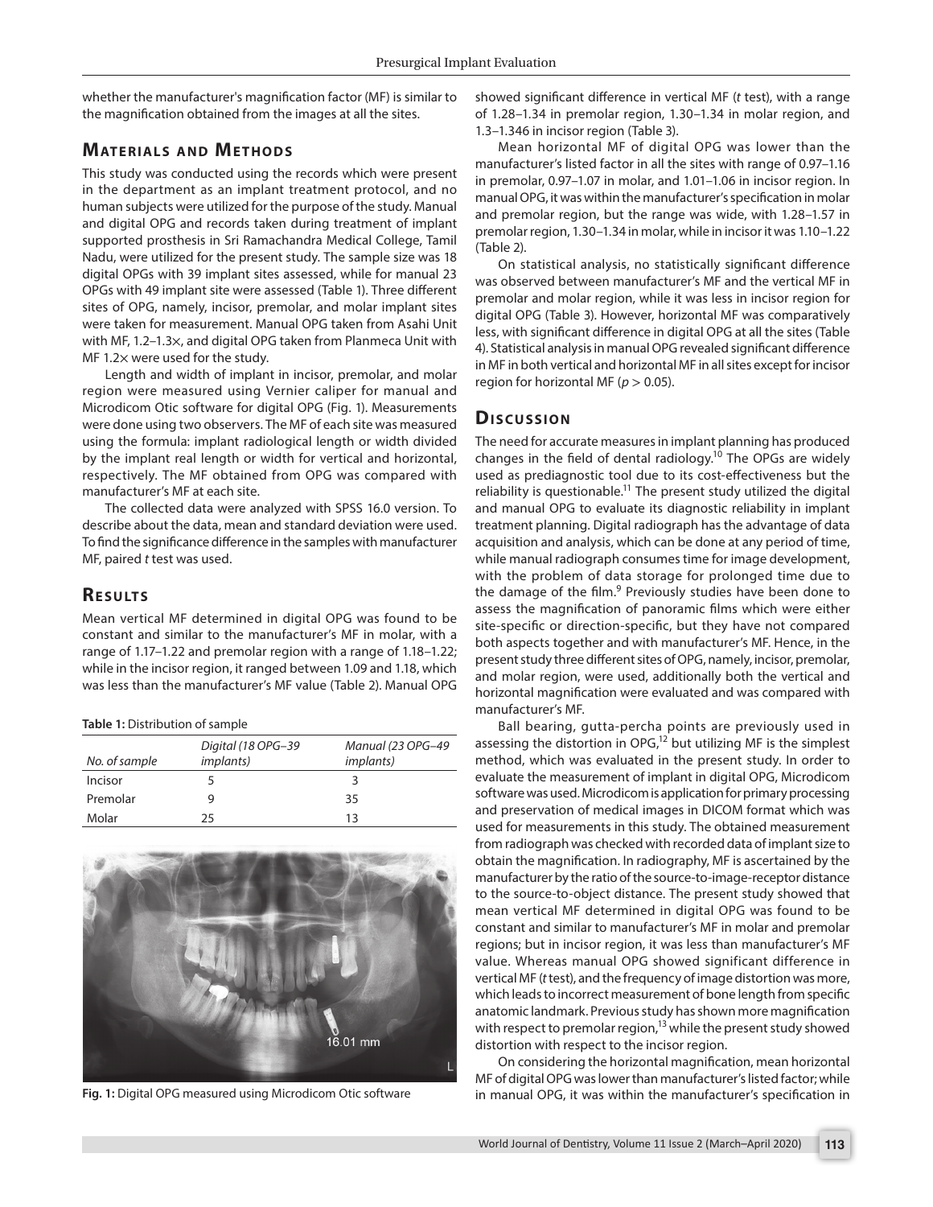whether the manufacturer's magnification factor (MF) is similar to the magnification obtained from the images at all the sites.

## Materials and Methods

This study was conducted using the records which were present in the department as an implant treatment protocol, and no human subjects were utilized for the purpose of the study. Manual and digital OPG and records taken during treatment of implant supported prosthesis in Sri Ramachandra Medical College, Tamil Nadu, were utilized for the present study. The sample size was 18 digital OPGs with 39 implant sites assessed, while for manual 23 OPGs with 49 implant site were assessed (Table 1). Three different sites of OPG, namely, incisor, premolar, and molar implant sites were taken for measurement. Manual OPG taken from Asahi Unit with MF, 1.2–1.3×, and digital OPG taken from Planmeca Unit with MF 1.2× were used for the study.

Length and width of implant in incisor, premolar, and molar region were measured using Vernier caliper for manual and Microdicom Otic software for digital OPG (Fig. 1). Measurements were done using two observers. The MF of each site was measured using the formula: implant radiological length or width divided by the implant real length or width for vertical and horizontal, respectively. The MF obtained from OPG was compared with manufacturer's MF at each site.

The collected data were analyzed with SPSS 16.0 version. To describe about the data, mean and standard deviation were used. To find the significance difference in the samples with manufacturer MF, paired *t* test was used.

## Results

Mean vertical MF determined in digital OPG was found to be constant and similar to the manufacturer's MF in molar, with a range of 1.17–1.22 and premolar region with a range of 1.18–1.22; while in the incisor region, it ranged between 1.09 and 1.18, which was less than the manufacturer's MF value (Table 2). Manual OPG showed significant difference in vertical MF (*t* test), with a range of 1.28–1.34 in premolar region, 1.30–1.34 in molar region, and 1.3–1.346 in incisor region (Table 3).

Mean horizontal MF of digital OPG was lower than the manufacturer's listed factor in all the sites with range of 0.97–1.16 in premolar, 0.97–1.07 in molar, and 1.01–1.06 in incisor region. In manual OPG, it was within the manufacturer's specification in molar and premolar region, but the range was wide, with 1.28–1.57 in premolar region, 1.30–1.34 in molar, while in incisor it was 1.10–1.22 (Table 2).

On statistical analysis, no statistically significant difference was observed between manufacturer's MF and the vertical MF in premolar and molar region, while it was less in incisor region for digital OPG (Table 3). However, horizontal MF was comparatively less, with significant difference in digital OPG at all the sites (Table 4). Statistical analysis in manual OPG revealed significant difference in MF in both vertical and horizontal MF in all sites except for incisor region for horizontal MF ($p > 0.05$).

**Table 1:** Distribution of sample

| No. of sample | *Digital (18 OPG–39 implants)* | *Manual (23 OPG–49 implants)* |
|---|---|---|
| Incisor | 5 | 3 |
| Premolar | 9 | 35 |
| Molar | 25 | 13 |

**Fig. 1:** Digital OPG measured using Microdicom Otic software

## Discussion

The need for accurate measures in implant planning has produced changes in the field of dental radiology.[10] The OPGs are widely used as prediagnostic tool due to its cost-effectiveness but the reliability is questionable.[11] The present study utilized the digital and manual OPG to evaluate its diagnostic reliability in implant treatment planning. Digital radiograph has the advantage of data acquisition and analysis, which can be done at any period of time, while manual radiograph consumes time for image development, with the problem of data storage for prolonged time due to the damage of the film.[9] Previously studies have been done to assess the magnification of panoramic films which were either site-specific or direction-specific, but they have not compared both aspects together and with manufacturer's MF. Hence, in the present study three different sites of OPG, namely, incisor, premolar, and molar region, were used, additionally both the vertical and horizontal magnification were evaluated and was compared with manufacturer's MF.

Ball bearing, gutta-percha points are previously used in assessing the distortion in OPG,[12] but utilizing MF is the simplest method, which was evaluated in the present study. In order to evaluate the measurement of implant in digital OPG, Microdicom software was used. Microdicom is application for primary processing and preservation of medical images in DICOM format which was used for measurements in this study. The obtained measurement from radiograph was checked with recorded data of implant size to obtain the magnification. In radiography, MF is ascertained by the manufacturer by the ratio of the source-to-image-receptor distance to the source-to-object distance. The present study showed that mean vertical MF determined in digital OPG was found to be constant and similar to manufacturer's MF in molar and premolar regions; but in incisor region, it was less than manufacturer's MF value. Whereas manual OPG showed significant difference in vertical MF (*t* test), and the frequency of image distortion was more, which leads to incorrect measurement of bone length from specific anatomic landmark. Previous study has shown more magnification with respect to premolar region,[13] while the present study showed distortion with respect to the incisor region.

On considering the horizontal magnification, mean horizontal MF of digital OPG was lower than manufacturer's listed factor; while in manual OPG, it was within the manufacturer's specification in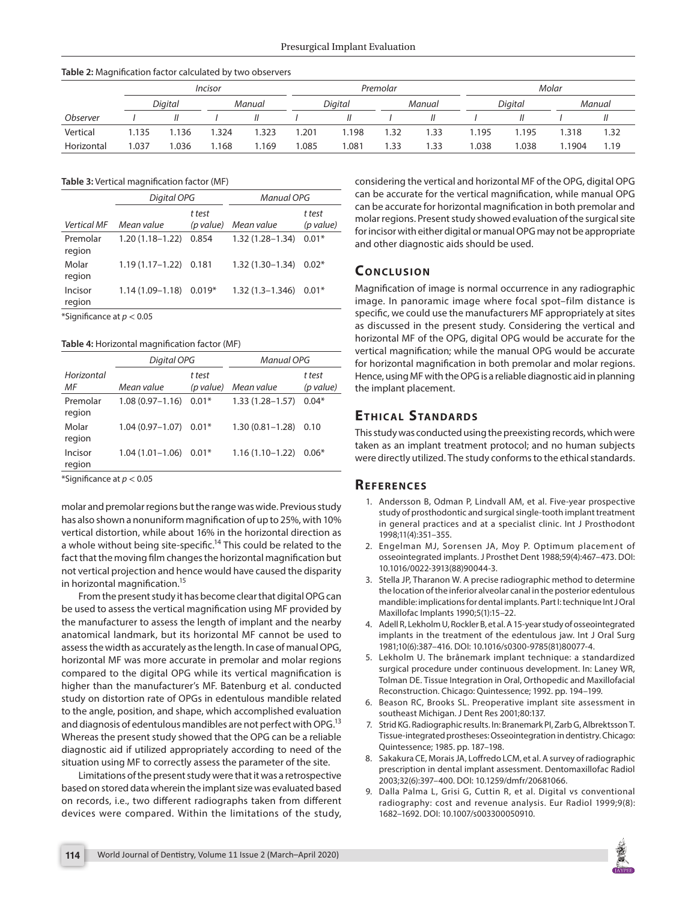**Table 2:** Magnification factor calculated by two observers

| | Incisor | | | | Premolar | | | | Molar | | | |
|---|---|---|---|---|---|---|---|---|---|---|---|---|
| | Digital | | Manual | | Digital | | Manual | | Digital | | Manual | |
| Observer | I | II | I | II | I | II | I | II | I | II | I | II |
| Vertical | 1.135 | 1.136 | 1.324 | 1.323 | 1.201 | 1.198 | 1.32 | 1.33 | 1.195 | 1.195 | 1.318 | 1.32 |
| Horizontal | 1.037 | 1.036 | 1.168 | 1.169 | 1.085 | 1.081 | 1.33 | 1.33 | 1.038 | 1.038 | 1.1904 | 1.19 |

**Table 3:** Vertical magnification factor (MF)

| | Digital OPG | | Manual OPG | |
|---|---|---|---|---|
| Vertical MF | Mean value | t test (p value) | Mean value | t test (p value) |
| Premolar region | 1.20 (1.18–1.22) | 0.854 | 1.32 (1.28–1.34) | 0.01* |
| Molar region | 1.19 (1.17–1.22) | 0.181 | 1.32 (1.30–1.34) | 0.02* |
| Incisor region | 1.14 (1.09–1.18) | 0.019* | 1.32 (1.3–1.346) | 0.01* |

*Significance at $p < 0.05$

**Table 4:** Horizontal magnification factor (MF)

| | Digital OPG | | Manual OPG | |
|---|---|---|---|---|
| Horizontal MF | Mean value | t test (p value) | Mean value | t test (p value) |
| Premolar region | 1.08 (0.97–1.16) | 0.01* | 1.33 (1.28–1.57) | 0.04* |
| Molar region | 1.04 (0.97–1.07) | 0.01* | 1.30 (0.81–1.28) | 0.10 |
| Incisor region | 1.04 (1.01–1.06) | 0.01* | 1.16 (1.10–1.22) | 0.06* |

*Significance at $p < 0.05$

molar and premolar regions but the range was wide. Previous study has also shown a nonuniform magnification of up to 25%, with 10% vertical distortion, while about 16% in the horizontal direction as a whole without being site-specific.[14] This could be related to the fact that the moving film changes the horizontal magnification but not vertical projection and hence would have caused the disparity in horizontal magnification.[15]

From the present study it has become clear that digital OPG can be used to assess the vertical magnification using MF provided by the manufacturer to assess the length of implant and the nearby anatomical landmark, but its horizontal MF cannot be used to assess the width as accurately as the length. In case of manual OPG, horizontal MF was more accurate in premolar and molar regions compared to the digital OPG while its vertical magnification is higher than the manufacturer's MF. Batenburg et al. conducted study on distortion rate of OPGs in edentulous mandible related to the angle, position, and shape, which accomplished evaluation and diagnosis of edentulous mandibles are not perfect with OPG.[13] Whereas the present study showed that the OPG can be a reliable diagnostic aid if utilized appropriately according to need of the situation using MF to correctly assess the parameter of the site.

Limitations of the present study were that it was a retrospective based on stored data wherein the implant size was evaluated based on records, i.e., two different radiographs taken from different devices were compared. Within the limitations of the study, considering the vertical and horizontal MF of the OPG, digital OPG can be accurate for the vertical magnification, while manual OPG can be accurate for horizontal magnification in both premolar and molar regions. Present study showed evaluation of the surgical site for incisor with either digital or manual OPG may not be appropriate and other diagnostic aids should be used.

## Conclusion

Magnification of image is normal occurrence in any radiographic image. In panoramic image where focal spot–film distance is specific, we could use the manufacturers MF appropriately at sites as discussed in the present study. Considering the vertical and horizontal MF of the OPG, digital OPG would be accurate for the vertical magnification; while the manual OPG would be accurate for horizontal magnification in both premolar and molar regions. Hence, using MF with the OPG is a reliable diagnostic aid in planning the implant placement.

## Ethical Standards

This study was conducted using the preexisting records, which were taken as an implant treatment protocol; and no human subjects were directly utilized. The study conforms to the ethical standards.

## References

1. Andersson B, Odman P, Lindvall AM, et al. Five-year prospective study of prosthodontic and surgical single-tooth implant treatment in general practices and at a specialist clinic. Int J Prosthodont 1998;11(4):351–355.
2. Engelman MJ, Sorensen JA, Moy P. Optimum placement of osseointegrated implants. J Prosthet Dent 1988;59(4):467–473. DOI: 10.1016/0022-3913(88)90044-3.
3. Stella JP, Tharanon W. A precise radiographic method to determine the location of the inferior alveolar canal in the posterior edentulous mandible: implications for dental implants. Part I: technique Int J Oral Maxillofac Implants 1990;5(1):15–22.
4. Adell R, Lekholm U, Rockler B, et al. A 15-year study of osseointegrated implants in the treatment of the edentulous jaw. Int J Oral Surg 1981;10(6):387–416. DOI: 10.1016/s0300-9785(81)80077-4.
5. Lekholm U. The brånemark implant technique: a standardized surgical procedure under continuous development. In: Laney WR, Tolman DE. Tissue Integration in Oral, Orthopedic and Maxillofacial Reconstruction. Chicago: Quintessence; 1992. pp. 194–199.
6. Beason RC, Brooks SL. Preoperative implant site assessment in southeast Michigan. J Dent Res 2001;80:137.
7. Strid KG. Radiographic results. In: Branemark PI, Zarb G, Albrektsson T. Tissue-integrated prostheses: Osseointegration in dentistry. Chicago: Quintessence; 1985. pp. 187–198.
8. Sakakura CE, Morais JA, Loffredo LCM, et al. A survey of radiographic prescription in dental implant assessment. Dentomaxillofac Radiol 2003;32(6):397–400. DOI: 10.1259/dmfr/20681066.
9. Dalla Palma L, Grisi G, Cuttin R, et al. Digital vs conventional radiography: cost and revenue analysis. Eur Radiol 1999;9(8): 1682–1692. DOI: 10.1007/s003300050910.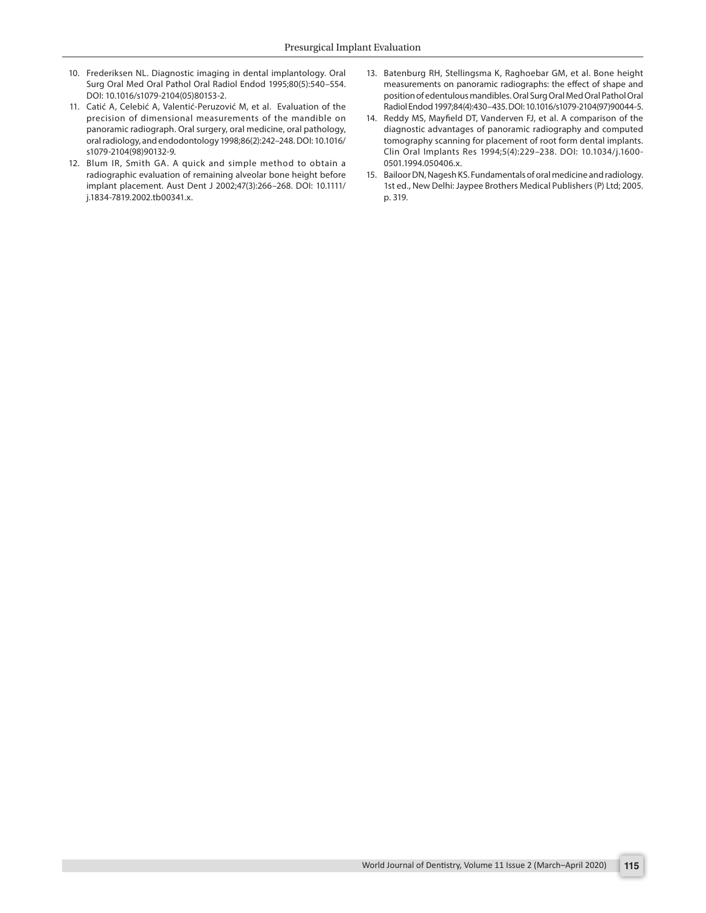10. Frederiksen NL. Diagnostic imaging in dental implantology. Oral Surg Oral Med Oral Pathol Oral Radiol Endod 1995;80(5):540–554. DOI: 10.1016/s1079-2104(05)80153-2.
11. Catić A, Celebić A, Valentić-Peruzović M, et al. Evaluation of the precision of dimensional measurements of the mandible on panoramic radiograph. Oral surgery, oral medicine, oral pathology, oral radiology, and endodontology 1998;86(2):242–248. DOI: 10.1016/s1079-2104(98)90132-9.
12. Blum IR, Smith GA. A quick and simple method to obtain a radiographic evaluation of remaining alveolar bone height before implant placement. Aust Dent J 2002;47(3):266–268. DOI: 10.1111/j.1834-7819.2002.tb00341.x.
13. Batenburg RH, Stellingsma K, Raghoebar GM, et al. Bone height measurements on panoramic radiographs: the effect of shape and position of edentulous mandibles. Oral Surg Oral Med Oral Pathol Oral Radiol Endod 1997;84(4):430–435. DOI: 10.1016/s1079-2104(97)90044-5.
14. Reddy MS, Mayfield DT, Vanderven FJ, et al. A comparison of the diagnostic advantages of panoramic radiography and computed tomography scanning for placement of root form dental implants. Clin Oral Implants Res 1994;5(4):229–238. DOI: 10.1034/j.1600-0501.1994.050406.x.
15. Bailoor DN, Nagesh KS. Fundamentals of oral medicine and radiology. 1st ed., New Delhi: Jaypee Brothers Medical Publishers (P) Ltd; 2005. p. 319.